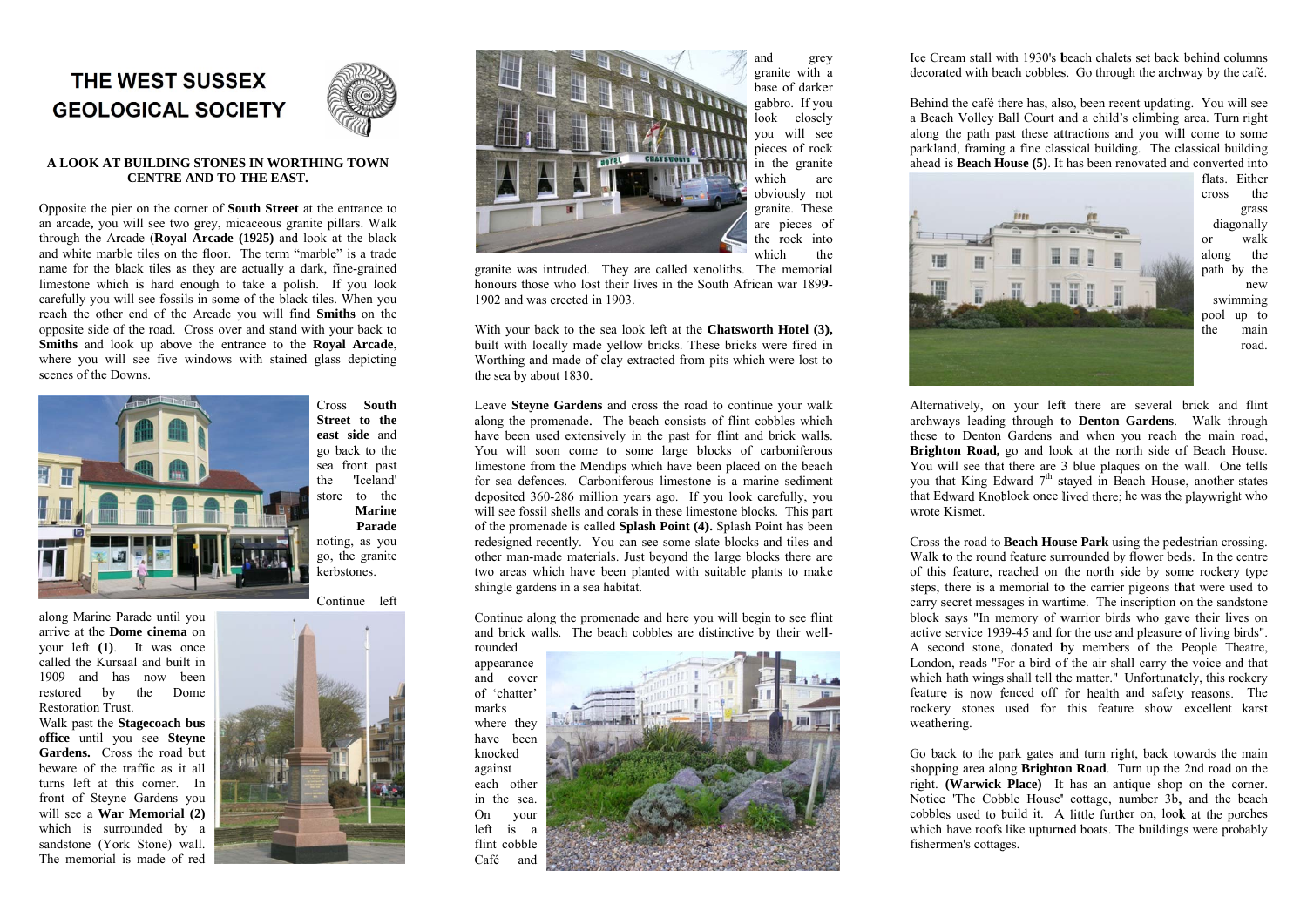# THE WEST SUSSEX GEOLOGICAL SOCIETY

**A LOOK AT BUILDING STONES IN WORTHING TOWN CENTRE AND TO THE EAST.**

Opposite the pier on the corner of **South Street** at the entrance to an arcade**,** you will see two grey, micaceous granite pillars. Walk through the Arcade (**Royal Arcade (1925)** and look at the black and white marble tiles on the floor. The term "marble" is a trade name for the black tiles as they are actually a dark, fine-grained limestone which is hard enough to take a polish. If you look carefully you will see fossils in some of the black tiles. When you reach the other end of the Arcade you will find **Smiths** on the opposite side of the road. Cross over and stand with your back to **Smiths** and look up above the entrance to the **Royal Arcade**, where you will see five windows with stained glass depicting scenes of the Downs.

Cross **South Street to the east side** and go back to the sea front past the 'Iceland' store to the **Marine Parade** noting, as you go, the granite kerbstones.

Continue left along Marine Parade until you arrive at the **Dome cinema** on your left **(1)**. It was once called the Kursaal and built in 1909 and has now been restored by the Dome Restoration Trust.

Walk past the **Stagecoach bus office** until you see **Steyne Gardens.** Cross the road but beware of the traffic as it all turns left at this corner. In front of Steyne Gardens you will see a **War Memorial (2)** which is surrounded by a sandstone (York Stone) wall. The memorial is made of red and grey granite with a base of darker gabbro. If you look closely you will see pieces of rock in the granite which are obviously not granite. These are pieces of the rock into which the granite was intruded. They are called xenoliths. The memorial honours those who lost their lives in the South African war 1899-1902 and was erected in 1903.

With your back to the sea look left at the **Chatsworth Hotel (3),** built with locally made yellow bricks. These bricks were fired in Worthing and made of clay extracted from pits which were lost to the sea by about 1830.

Leave **Steyne Gardens** and cross the road to continue your walk along the promenade. The beach consists of flint cobbles which have been used extensively in the past for flint and brick walls. You will soon come to some large blocks of carboniferous limestone from the Mendips which have been placed on the beach for sea defences. Carboniferous limestone is a marine sediment deposited 360-286 million years ago. If you look carefully, you will see fossil shells and corals in these limestone blocks. This part of the promenade is called **Splash Point (4).** Splash Point has been redesigned recently. You can see some slate blocks and tiles and other man-made materials. Just beyond the large blocks there are two areas which have been planted with suitable plants to make shingle gardens in a sea habitat.

Continue along the promenade and here you will begin to see flint and brick walls. The beach cobbles are distinctive by their well-rounded appearance and cover of 'chatter' marks where they have been knocked against each other in the sea. On your left is a flint cobble Café and Ice Cream stall with 1930's beach chalets set back behind columns decorated with beach cobbles. Go through the archway by the café.

Behind the café there has, also, been recent updating. You will see a Beach Volley Ball Court and a child's climbing area. Turn right along the path past these attractions and you will come to some parkland, framing a fine classical building. The classical building ahead is **Beach House (5)**. It has been renovated and converted into flats. Either cross the grass diagonally or walk along the path by the new swimming pool up to the main road.

Alternatively, on your left there are several brick and flint archways leading through to **Denton Gardens**. Walk through these to Denton Gardens and when you reach the main road, **Brighton Road,** go and look at the north side of Beach House. You will see that there are 3 blue plaques on the wall. One tells you that King Edward 7[th] stayed in Beach House, another states that Edward Knoblock once lived there; he was the playwright who wrote Kismet.

Cross the road to **Beach House Park** using the pedestrian crossing. Walk to the round feature surrounded by flower beds. In the centre of this feature, reached on the north side by some rockery type steps, there is a memorial to the carrier pigeons that were used to carry secret messages in wartime. The inscription on the sandstone block says "In memory of warrior birds who gave their lives on active service 1939-45 and for the use and pleasure of living birds". A second stone, donated by members of the People Theatre, London, reads "For a bird of the air shall carry the voice and that which hath wings shall tell the matter." Unfortunately, this rockery feature is now fenced off for health and safety reasons. The rockery stones used for this feature show excellent karst weathering.

Go back to the park gates and turn right, back towards the main shopping area along **Brighton Road**. Turn up the 2nd road on the right. **(Warwick Place)** It has an antique shop on the corner. Notice 'The Cobble House' cottage, number 3b, and the beach cobbles used to build it. A little further on, look at the porches which have roofs like upturned boats. The buildings were probably fishermen's cottages.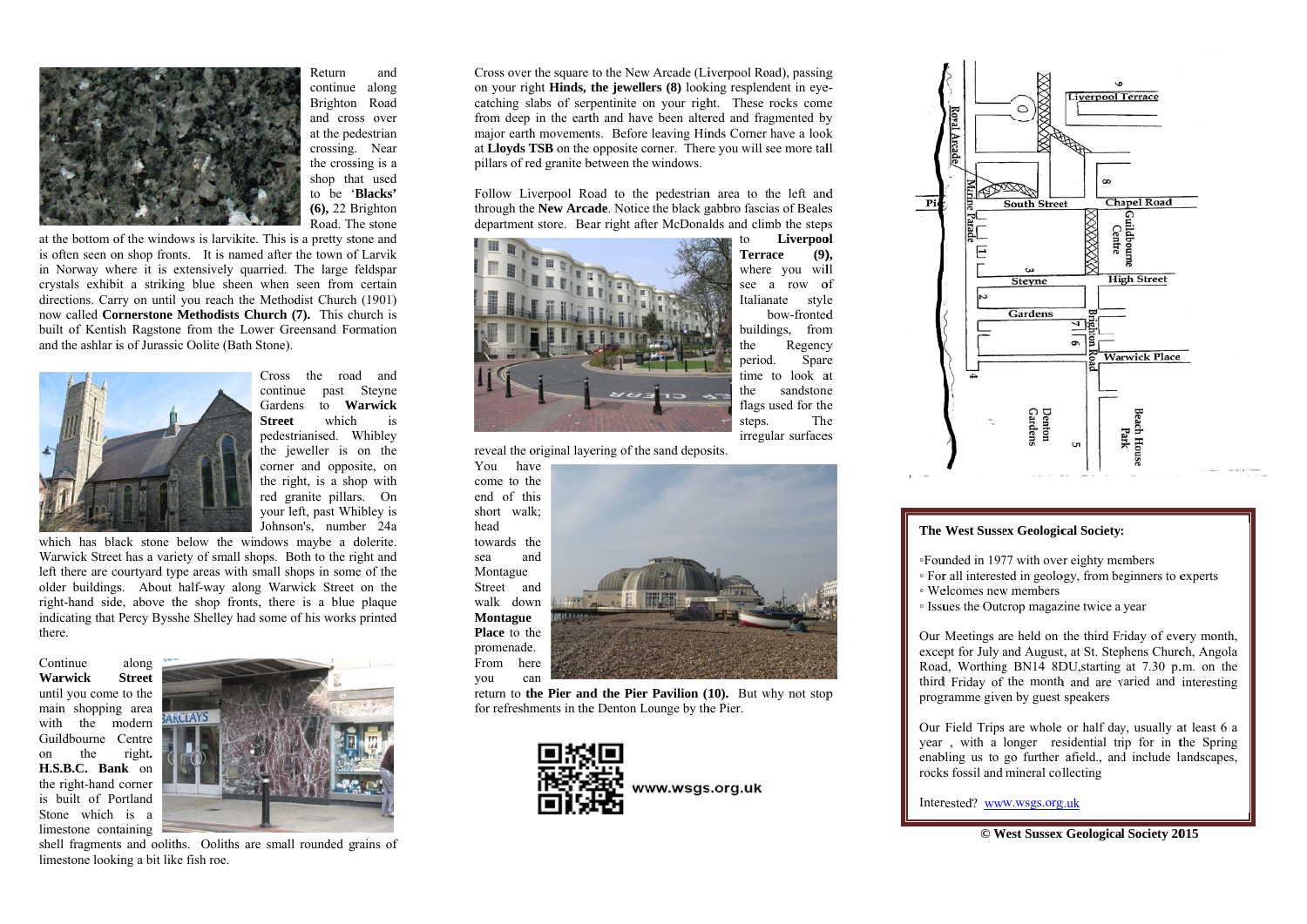Return and continue along Brighton Road and cross over at the pedestrian crossing. Near the crossing is a shop that used to be **'Blacks' (6),** 22 Brighton Road. The stone at the bottom of the windows is larvikite. This is a pretty stone and is often seen on shop fronts. It is named after the town of Larvik in Norway where it is extensively quarried. The large feldspar crystals exhibit a striking blue sheen when seen from certain directions. Carry on until you reach the Methodist Church (1901) now called **Cornerstone Methodists Church (7).** This church is built of Kentish Ragstone from the Lower Greensand Formation and the ashlar is of Jurassic Oolite (Bath Stone).

Cross the road and continue past Steyne Gardens to **Warwick Street** which is pedestrianised. Whibley the jeweller is on the corner and opposite, on the right, is a shop with red granite pillars. On your left, past Whibley is Johnson's, number 24a which has black stone below the windows maybe a dolerite. Warwick Street has a variety of small shops. Both to the right and left there are courtyard type areas with small shops in some of the older buildings. About half-way along Warwick Street on the right-hand side, above the shop fronts, there is a blue plaque indicating that Percy Bysshe Shelley had some of his works printed there.

Continue along **Warwick Street** until you come to the main shopping area with the modern Guildbourne Centre on the right. **H.S.B.C. Bank** on the right-hand corner is built of Portland Stone which is a limestone containing shell fragments and ooliths. Ooliths are small rounded grains of limestone looking a bit like fish roe.

Cross over the square to the New Arcade (Liverpool Road), passing on your right **Hinds, the jewellers (8)** looking resplendent in eye-catching slabs of serpentinite on your right. These rocks come from deep in the earth and have been altered and fragmented by major earth movements. Before leaving Hinds Corner have a look at **Lloyds TSB** on the opposite corner. There you will see more tall pillars of red granite between the windows.

Follow Liverpool Road to the pedestrian area to the left and through the **New Arcade**. Notice the black gabbro fascias of Beales department store. Bear right after McDonalds and climb the steps to **Liverpool Terrace (9),** where you will see a row of Italianate style bow-fronted buildings, from the Regency period. Spare time to look at the sandstone flags used for the steps. The irregular surfaces reveal the original layering of the sand deposits.

You have come to the end of this short walk; head towards the sea and Montague Street and walk down **Montague Place** to the promenade. From here you can return to **the Pier and the Pier Pavilion (10).** But why not stop for refreshments in the Denton Lounge by the Pier.

www.wsgs.org.uk

Royal Arcade
Liverpool Terrace
9
8
Pier
Marine Parade
South Street
Chapel Road
Guildbourne Centre
10
3
Steyne
High Street
2
Gardens
7
6
Brighton Road
Warwick Place
4
Denton Gardens
5
Beach House Park

**The West Sussex Geological Society:**

- Founded in 1977 with over eighty members
- For all interested in geology, from beginners to experts
- Welcomes new members
- Issues the Outcrop magazine twice a year

Our Meetings are held on the third Friday of every month, except for July and August, at St. Stephens Church, Angola Road, Worthing BN14 8DU,starting at 7.30 p.m. on the third Friday of the month and are varied and interesting programme given by guest speakers

Our Field Trips are whole or half day, usually at least 6 a year , with a longer residential trip for in the Spring enabling us to go further afield., and include landscapes, rocks fossil and mineral collecting

Interested? www.wsgs.org.uk

**© West Sussex Geological Society 2015**